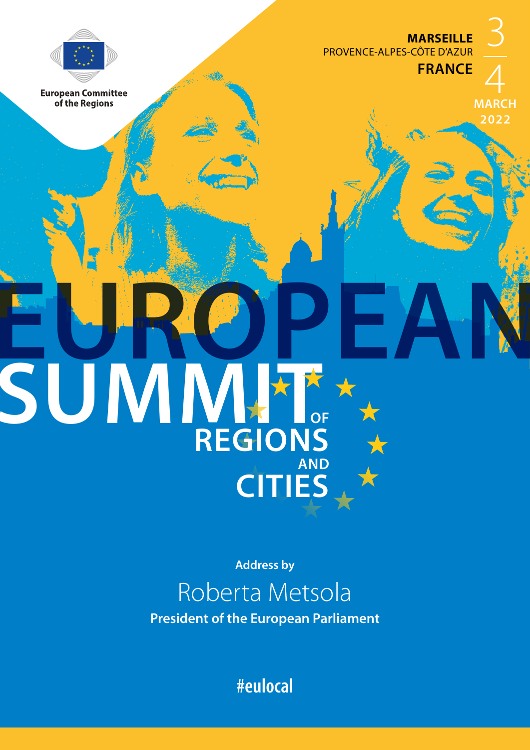European Committee of the Regions

**MARSEILLE**
PROVENCE-ALPES-CÔTE D'AZUR
**FRANCE**

3–4 MARCH 2022

# EUROPEAN SUMMIT OF REGIONS AND CITIES

**Address by**

## Roberta Metsola

**President of the European Parliament**

#eulocal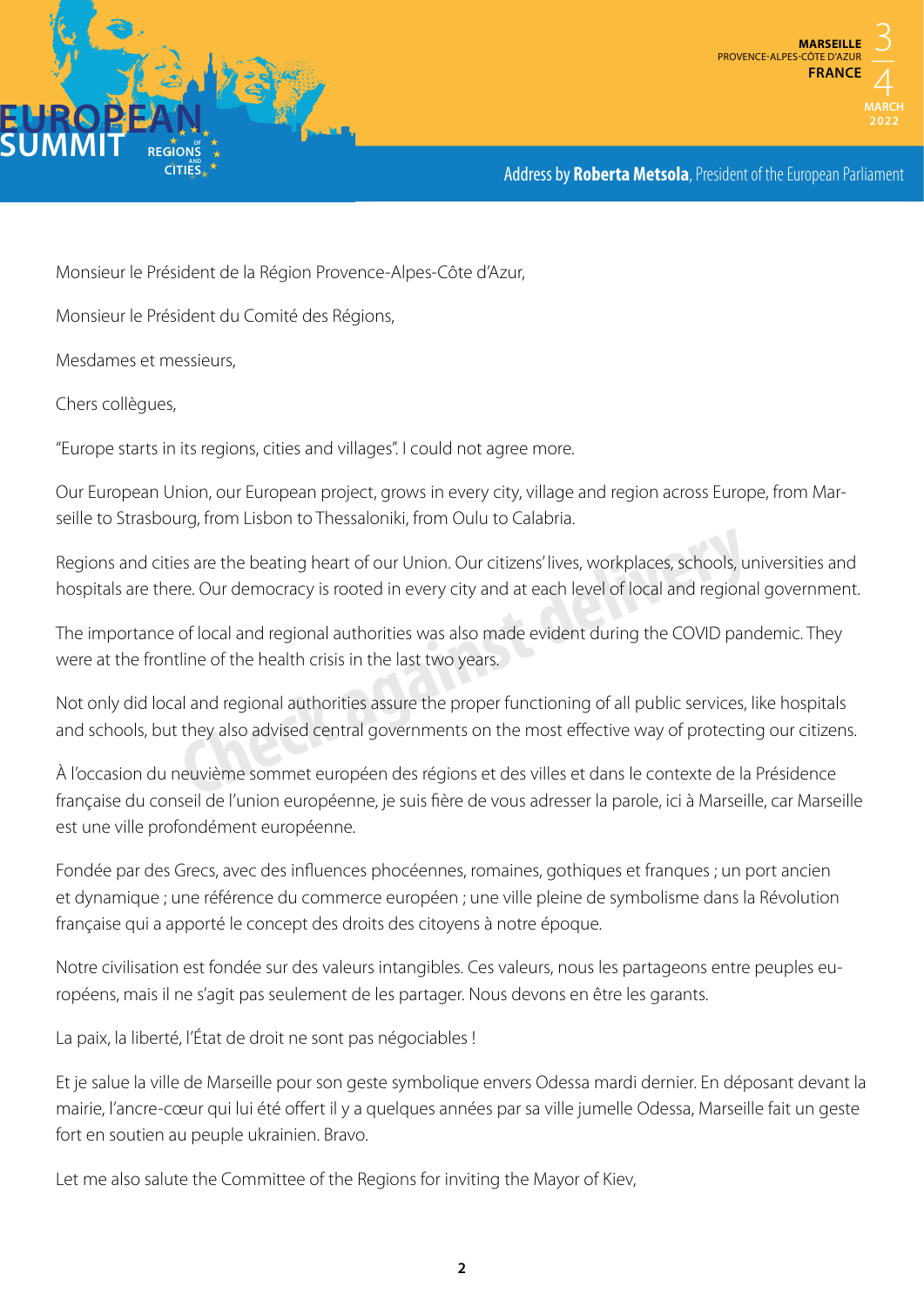Monsieur le Président de la Région Provence-Alpes-Côte d'Azur,

Monsieur le Président du Comité des Régions,

Mesdames et messieurs,

Chers collègues,

"Europe starts in its regions, cities and villages". I could not agree more.

Our European Union, our European project, grows in every city, village and region across Europe, from Marseille to Strasbourg, from Lisbon to Thessaloniki, from Oulu to Calabria.

Regions and cities are the beating heart of our Union. Our citizens' lives, workplaces, schools, universities and hospitals are there. Our democracy is rooted in every city and at each level of local and regional government.

The importance of local and regional authorities was also made evident during the COVID pandemic. They were at the frontline of the health crisis in the last two years.

Not only did local and regional authorities assure the proper functioning of all public services, like hospitals and schools, but they also advised central governments on the most effective way of protecting our citizens.

À l'occasion du neuvième sommet européen des régions et des villes et dans le contexte de la Présidence française du conseil de l'union européenne, je suis fière de vous adresser la parole, ici à Marseille, car Marseille est une ville profondément européenne.

Fondée par des Grecs, avec des influences phocéennes, romaines, gothiques et franques ; un port ancien et dynamique ; une référence du commerce européen ; une ville pleine de symbolisme dans la Révolution française qui a apporté le concept des droits des citoyens à notre époque.

Notre civilisation est fondée sur des valeurs intangibles. Ces valeurs, nous les partageons entre peuples européens, mais il ne s'agit pas seulement de les partager. Nous devons en être les garants.

La paix, la liberté, l'État de droit ne sont pas négociables !

Et je salue la ville de Marseille pour son geste symbolique envers Odessa mardi dernier. En déposant devant la mairie, l'ancre-cœur qui lui été offert il y a quelques années par sa ville jumelle Odessa, Marseille fait un geste fort en soutien au peuple ukrainien. Bravo.

Let me also salute the Committee of the Regions for inviting the Mayor of Kiev,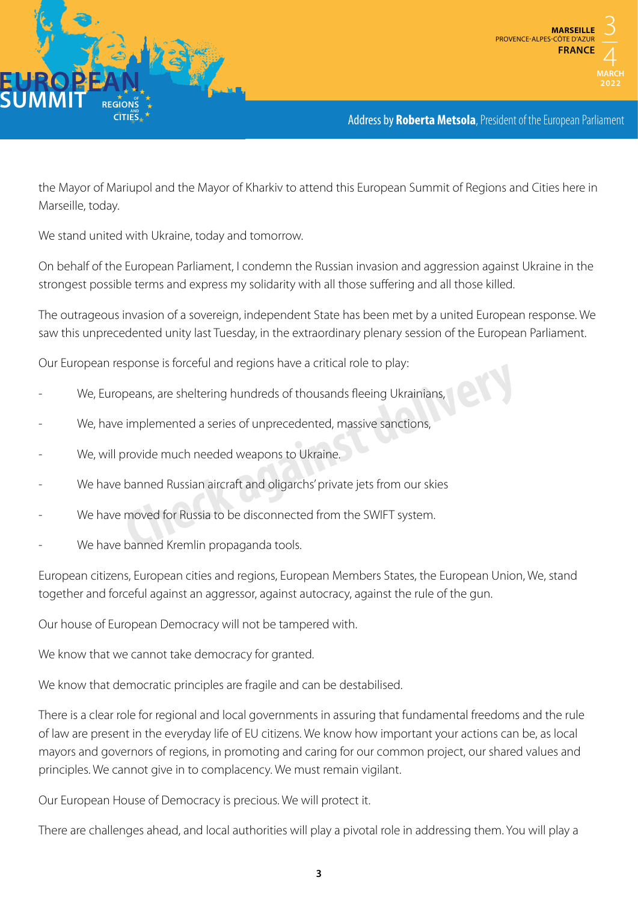the Mayor of Mariupol and the Mayor of Kharkiv to attend this European Summit of Regions and Cities here in Marseille, today.

We stand united with Ukraine, today and tomorrow.

On behalf of the European Parliament, I condemn the Russian invasion and aggression against Ukraine in the strongest possible terms and express my solidarity with all those suffering and all those killed.

The outrageous invasion of a sovereign, independent State has been met by a united European response. We saw this unprecedented unity last Tuesday, in the extraordinary plenary session of the European Parliament.

Our European response is forceful and regions have a critical role to play:

- We, Europeans, are sheltering hundreds of thousands fleeing Ukrainians,
- We, have implemented a series of unprecedented, massive sanctions,
- We, will provide much needed weapons to Ukraine.
- We have banned Russian aircraft and oligarchs' private jets from our skies
- We have moved for Russia to be disconnected from the SWIFT system.
- We have banned Kremlin propaganda tools.

European citizens, European cities and regions, European Members States, the European Union, We, stand together and forceful against an aggressor, against autocracy, against the rule of the gun.

Our house of European Democracy will not be tampered with.

We know that we cannot take democracy for granted.

We know that democratic principles are fragile and can be destabilised.

There is a clear role for regional and local governments in assuring that fundamental freedoms and the rule of law are present in the everyday life of EU citizens. We know how important your actions can be, as local mayors and governors of regions, in promoting and caring for our common project, our shared values and principles. We cannot give in to complacency. We must remain vigilant.

Our European House of Democracy is precious. We will protect it.

There are challenges ahead, and local authorities will play a pivotal role in addressing them. You will play a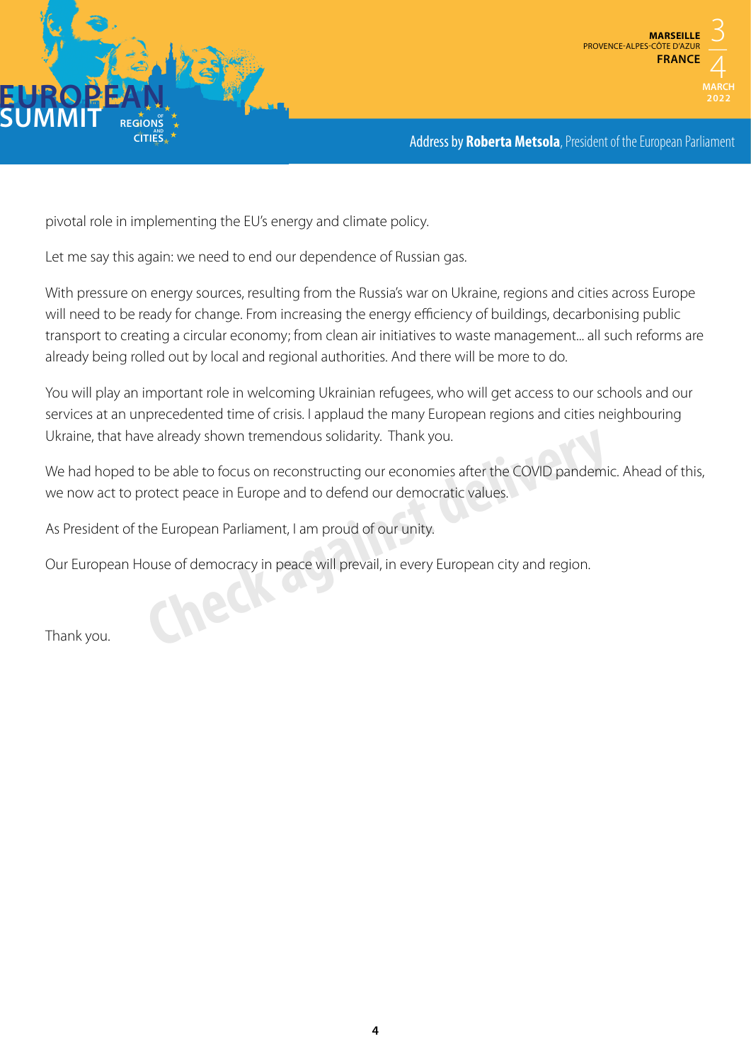pivotal role in implementing the EU's energy and climate policy.

Let me say this again: we need to end our dependence of Russian gas.

With pressure on energy sources, resulting from the Russia's war on Ukraine, regions and cities across Europe will need to be ready for change. From increasing the energy efficiency of buildings, decarbonising public transport to creating a circular economy; from clean air initiatives to waste management... all such reforms are already being rolled out by local and regional authorities. And there will be more to do.

You will play an important role in welcoming Ukrainian refugees, who will get access to our schools and our services at an unprecedented time of crisis. I applaud the many European regions and cities neighbouring Ukraine, that have already shown tremendous solidarity. Thank you.

We had hoped to be able to focus on reconstructing our economies after the COVID pandemic. Ahead of this, we now act to protect peace in Europe and to defend our democratic values.

As President of the European Parliament, I am proud of our unity.

Our European House of democracy in peace will prevail, in every European city and region.

Thank you.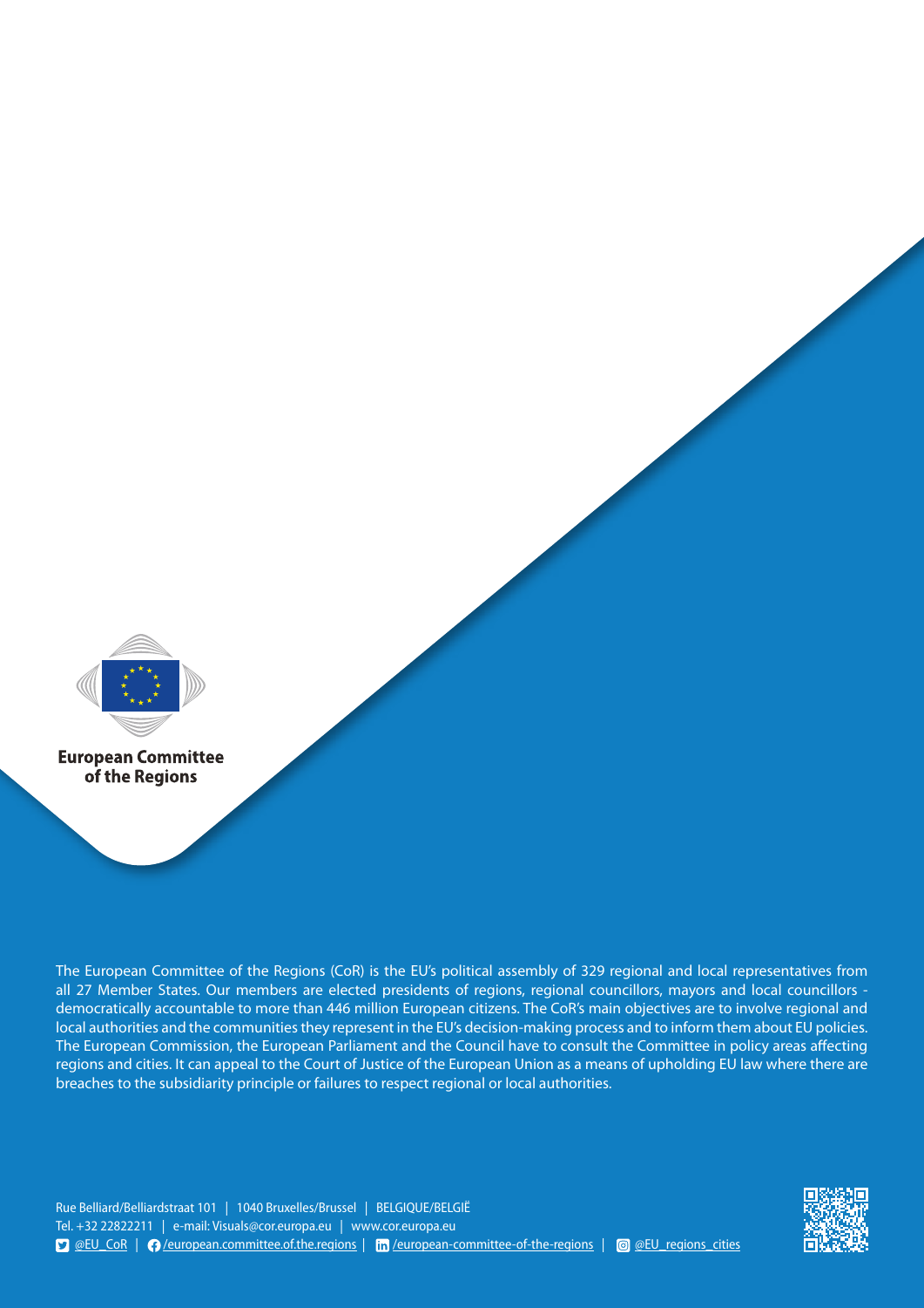**European Committee of the Regions**

The European Committee of the Regions (CoR) is the EU's political assembly of 329 regional and local representatives from all 27 Member States. Our members are elected presidents of regions, regional councillors, mayors and local councillors - democratically accountable to more than 446 million European citizens. The CoR's main objectives are to involve regional and local authorities and the communities they represent in the EU's decision-making process and to inform them about EU policies. The European Commission, the European Parliament and the Council have to consult the Committee in policy areas affecting regions and cities. It can appeal to the Court of Justice of the European Union as a means of upholding EU law where there are breaches to the subsidiarity principle or failures to respect regional or local authorities.

Rue Belliard/Belliardstraat 101 | 1040 Bruxelles/Brussel | BELGIQUE/BELGIË
Tel. +32 22822211 | e-mail: Visuals@cor.europa.eu | www.cor.europa.eu
@EU_CoR | /european.committee.of.the.regions | /european-committee-of-the-regions | @EU_regions_cities